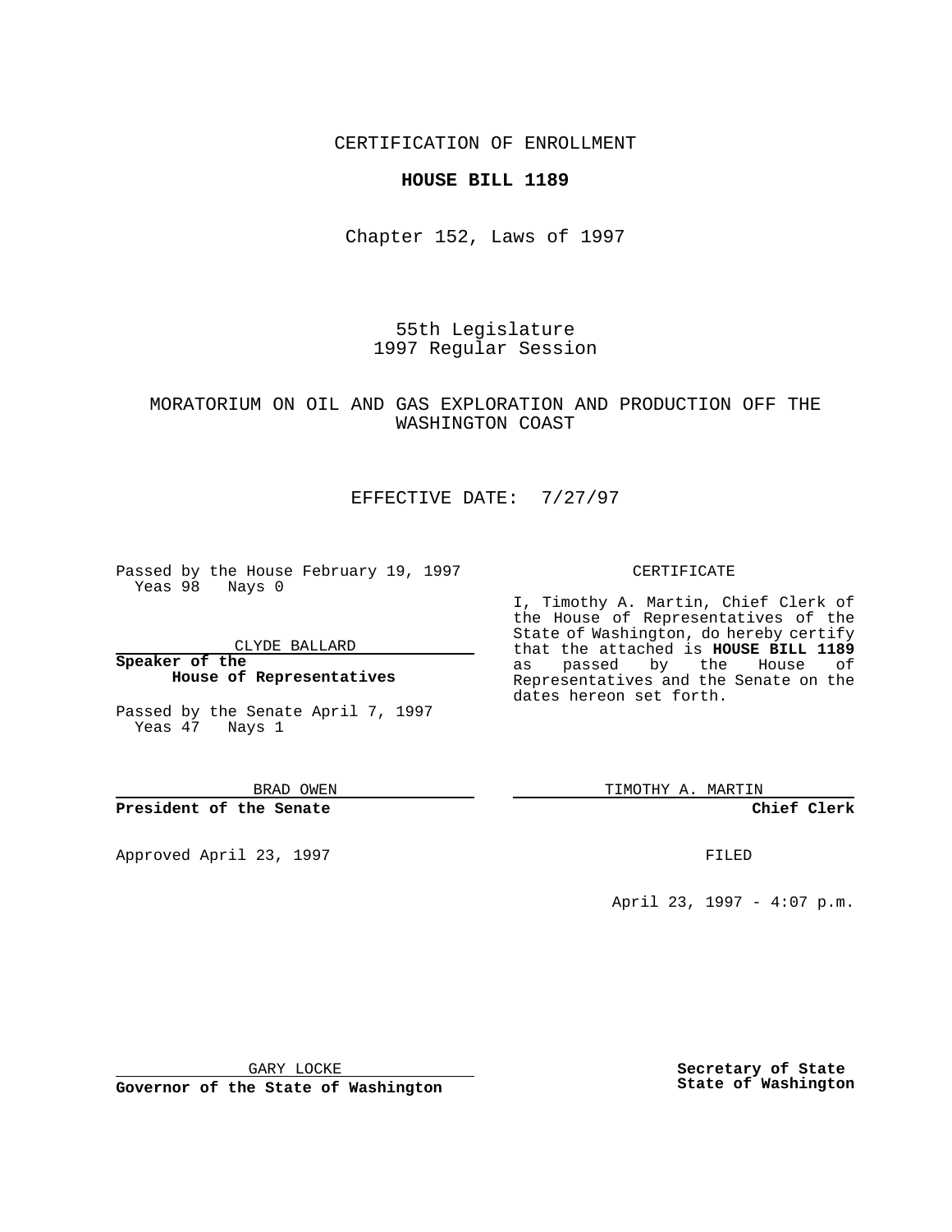CERTIFICATION OF ENROLLMENT

**HOUSE BILL 1189**

Chapter 152, Laws of 1997

55th Legislature
1997 Regular Session

MORATORIUM ON OIL AND GAS EXPLORATION AND PRODUCTION OFF THE WASHINGTON COAST

EFFECTIVE DATE: 7/27/97

Passed by the House February 19, 1997
Yeas 98 Nays 0

CLYDE BALLARD

**Speaker of the House of Representatives**

Passed by the Senate April 7, 1997
Yeas 47 Nays 1

BRAD OWEN

**President of the Senate**

Approved April 23, 1997

GARY LOCKE

**Governor of the State of Washington**

CERTIFICATE

I, Timothy A. Martin, Chief Clerk of the House of Representatives of the State of Washington, do hereby certify that the attached is **HOUSE BILL 1189** as passed by the House of Representatives and the Senate on the dates hereon set forth.

TIMOTHY A. MARTIN

**Chief Clerk**

FILED

April 23, 1997 - 4:07 p.m.

**Secretary of State**
**State of Washington**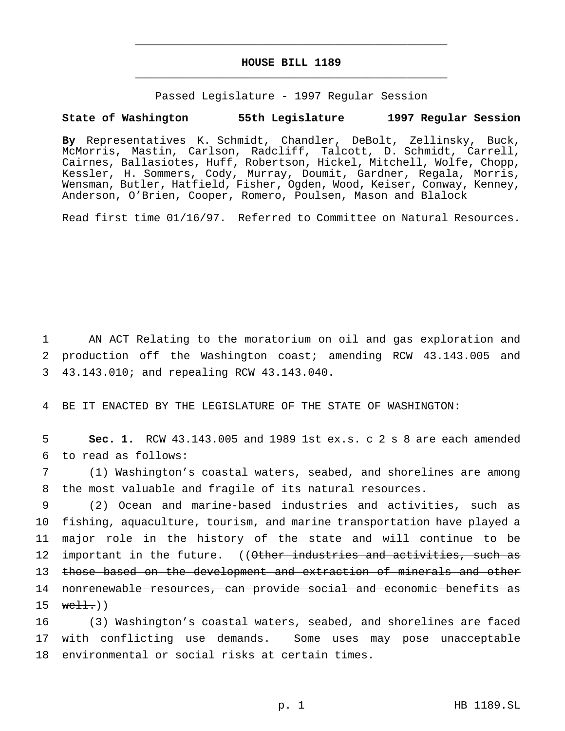# HOUSE BILL 1189

Passed Legislature - 1997 Regular Session

**State of Washington 55th Legislature 1997 Regular Session**

**By** Representatives K. Schmidt, Chandler, DeBolt, Zellinsky, Buck, McMorris, Mastin, Carlson, Radcliff, Talcott, D. Schmidt, Carrell, Cairnes, Ballasiotes, Huff, Robertson, Hickel, Mitchell, Wolfe, Chopp, Kessler, H. Sommers, Cody, Murray, Doumit, Gardner, Regala, Morris, Wensman, Butler, Hatfield, Fisher, Ogden, Wood, Keiser, Conway, Kenney, Anderson, O'Brien, Cooper, Romero, Poulsen, Mason and Blalock

Read first time 01/16/97. Referred to Committee on Natural Resources.

1 AN ACT Relating to the moratorium on oil and gas exploration and
2 production off the Washington coast; amending RCW 43.143.005 and
3 43.143.010; and repealing RCW 43.143.040.

4 BE IT ENACTED BY THE LEGISLATURE OF THE STATE OF WASHINGTON:

5 **Sec. 1.** RCW 43.143.005 and 1989 1st ex.s. c 2 s 8 are each amended
6 to read as follows:

7 (1) Washington's coastal waters, seabed, and shorelines are among
8 the most valuable and fragile of its natural resources.

9 (2) Ocean and marine-based industries and activities, such as
10 fishing, aquaculture, tourism, and marine transportation have played a
11 major role in the history of the state and will continue to be
12 important in the future. ((~~Other industries and activities, such as~~
13 ~~those based on the development and extraction of minerals and other~~
14 ~~nonrenewable resources, can provide social and economic benefits as~~
15 ~~well.~~))

16 (3) Washington's coastal waters, seabed, and shorelines are faced
17 with conflicting use demands. Some uses may pose unacceptable
18 environmental or social risks at certain times.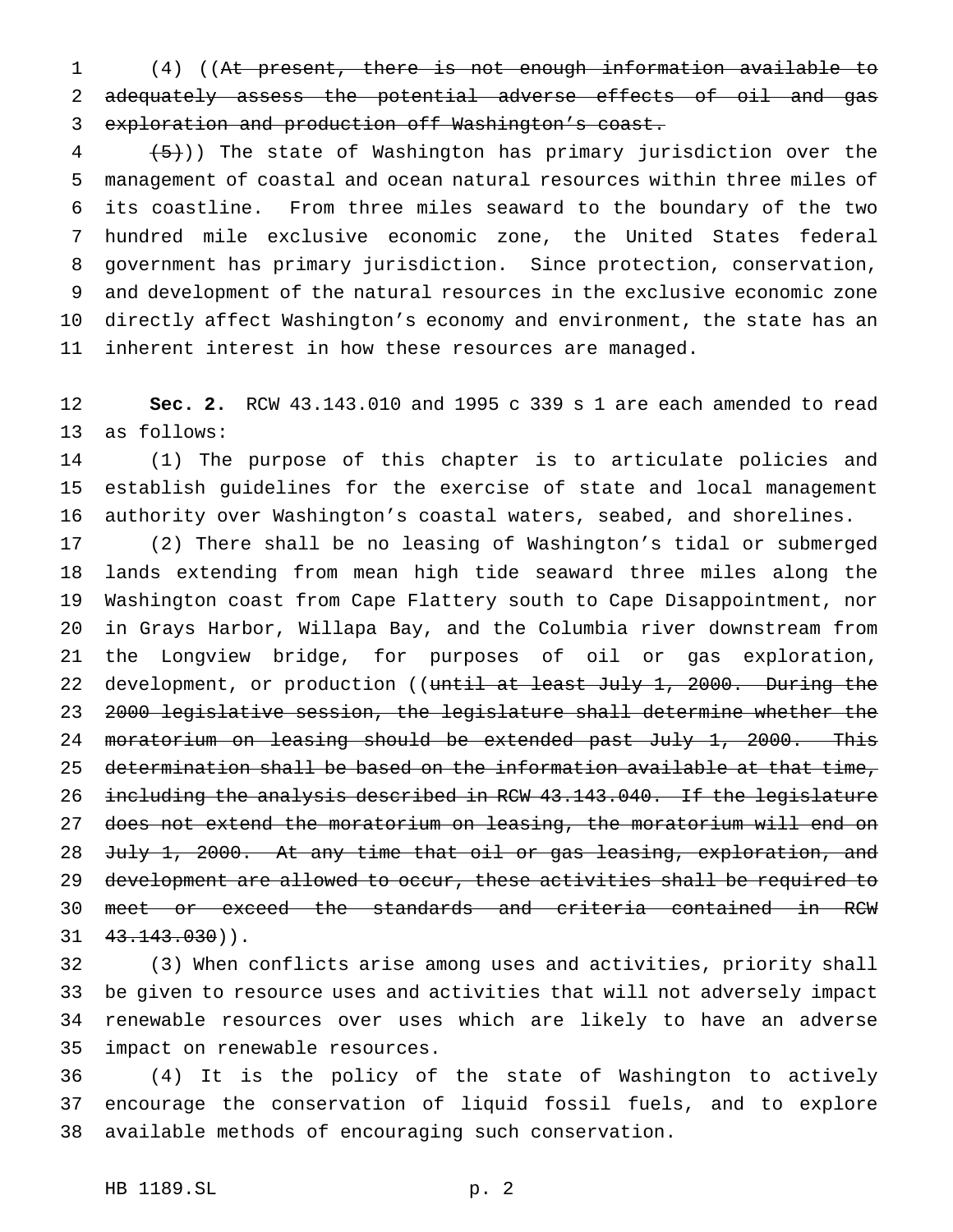(4) ((~~At present, there is not enough information available to adequately assess the potential adverse effects of oil and gas exploration and production off Washington's coast.~~

~~(5)~~)) The state of Washington has primary jurisdiction over the management of coastal and ocean natural resources within three miles of its coastline. From three miles seaward to the boundary of the two hundred mile exclusive economic zone, the United States federal government has primary jurisdiction. Since protection, conservation, and development of the natural resources in the exclusive economic zone directly affect Washington's economy and environment, the state has an inherent interest in how these resources are managed.

**Sec. 2.** RCW 43.143.010 and 1995 c 339 s 1 are each amended to read as follows:

(1) The purpose of this chapter is to articulate policies and establish guidelines for the exercise of state and local management authority over Washington's coastal waters, seabed, and shorelines.

(2) There shall be no leasing of Washington's tidal or submerged lands extending from mean high tide seaward three miles along the Washington coast from Cape Flattery south to Cape Disappointment, nor in Grays Harbor, Willapa Bay, and the Columbia river downstream from the Longview bridge, for purposes of oil or gas exploration, development, or production ((~~until at least July 1, 2000. During the 2000 legislative session, the legislature shall determine whether the moratorium on leasing should be extended past July 1, 2000. This determination shall be based on the information available at that time, including the analysis described in RCW 43.143.040. If the legislature does not extend the moratorium on leasing, the moratorium will end on July 1, 2000. At any time that oil or gas leasing, exploration, and development are allowed to occur, these activities shall be required to meet or exceed the standards and criteria contained in RCW 43.143.030~~)).

(3) When conflicts arise among uses and activities, priority shall be given to resource uses and activities that will not adversely impact renewable resources over uses which are likely to have an adverse impact on renewable resources.

(4) It is the policy of the state of Washington to actively encourage the conservation of liquid fossil fuels, and to explore available methods of encouraging such conservation.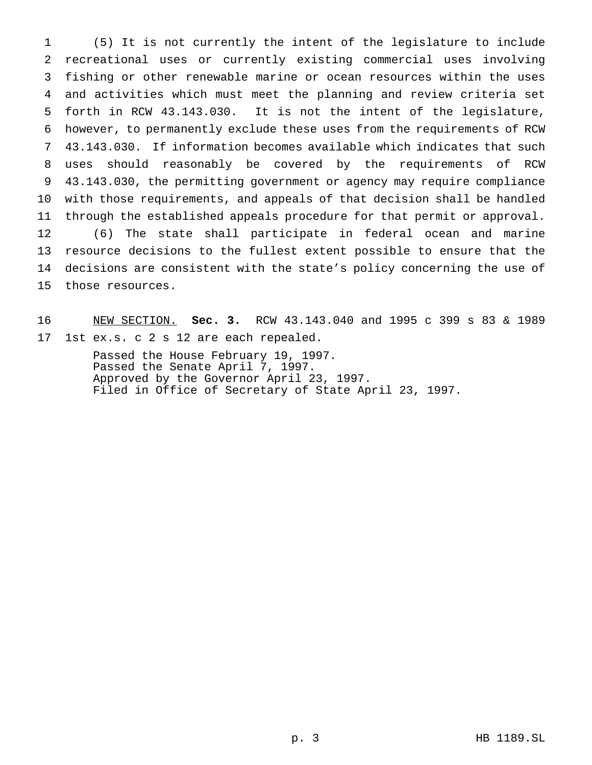(5) It is not currently the intent of the legislature to include recreational uses or currently existing commercial uses involving fishing or other renewable marine or ocean resources within the uses and activities which must meet the planning and review criteria set forth in RCW 43.143.030. It is not the intent of the legislature, however, to permanently exclude these uses from the requirements of RCW 43.143.030. If information becomes available which indicates that such uses should reasonably be covered by the requirements of RCW 43.143.030, the permitting government or agency may require compliance with those requirements, and appeals of that decision shall be handled through the established appeals procedure for that permit or approval.

(6) The state shall participate in federal ocean and marine resource decisions to the fullest extent possible to ensure that the decisions are consistent with the state's policy concerning the use of those resources.

NEW SECTION. **Sec. 3.** RCW 43.143.040 and 1995 c 399 s 83 & 1989 1st ex.s. c 2 s 12 are each repealed.

Passed the House February 19, 1997.
Passed the Senate April 7, 1997.
Approved by the Governor April 23, 1997.
Filed in Office of Secretary of State April 23, 1997.